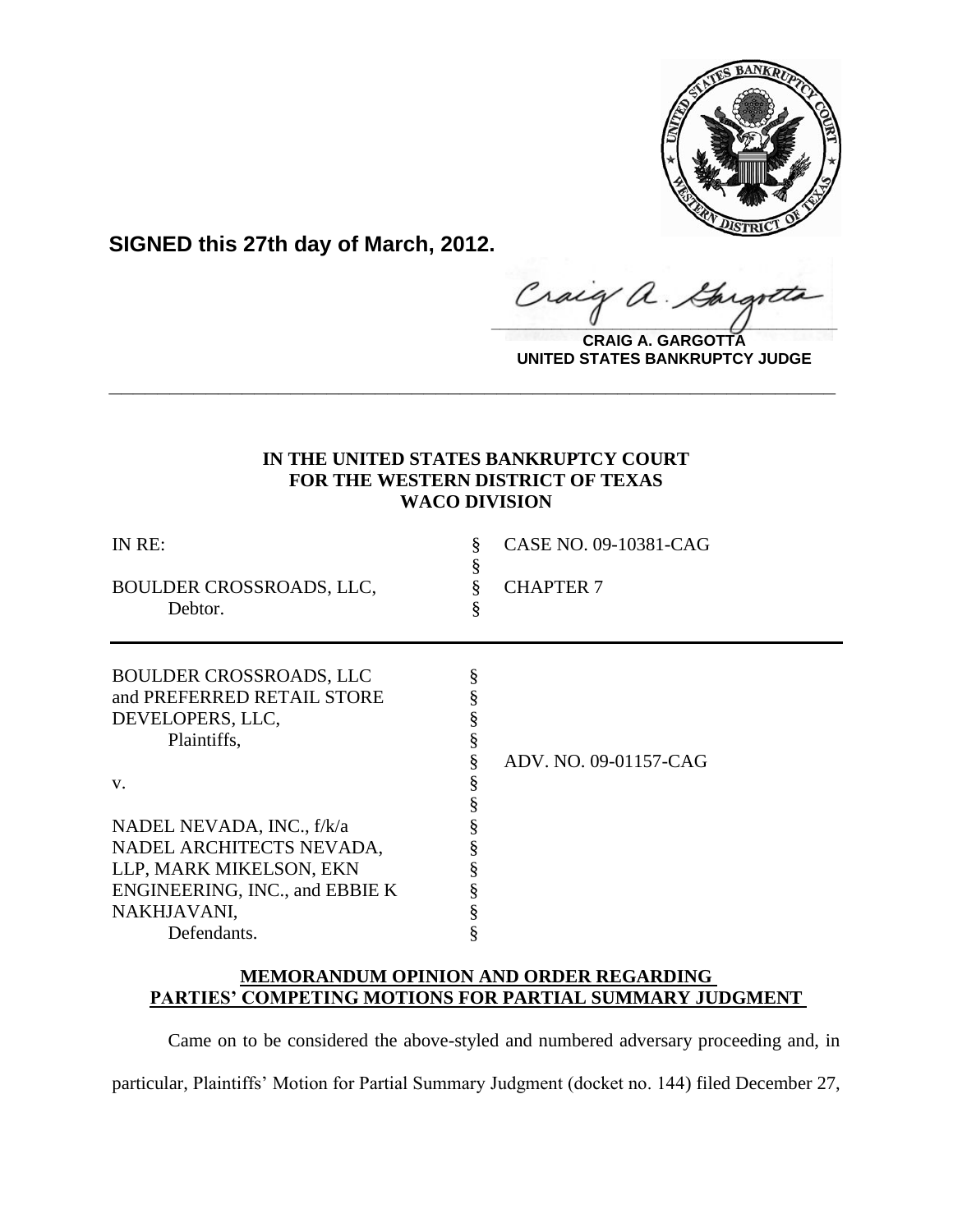**SIGNED this 27th day of March, 2012.**

**CRAIG A. GARGOTTA**
**UNITED STATES BANKRUPTCY JUDGE**

---

**IN THE UNITED STATES BANKRUPTCY COURT**
**FOR THE WESTERN DISTRICT OF TEXAS**
**WACO DIVISION**

| | | |
|---|---|---|
| IN RE: | § | CASE NO. 09-10381-CAG |
| | § | |
| BOULDER CROSSROADS, LLC, | § | CHAPTER 7 |
| Debtor. | § | |

| | | |
|---|---|---|
| BOULDER CROSSROADS, LLC | § | |
| and PREFERRED RETAIL STORE | § | |
| DEVELOPERS, LLC, | § | |
| Plaintiffs, | § | |
| | § | ADV. NO. 09-01157-CAG |
| v. | § | |
| | § | |
| NADEL NEVADA, INC., f/k/a | § | |
| NADEL ARCHITECTS NEVADA, | § | |
| LLP, MARK MIKELSON, EKN | § | |
| ENGINEERING, INC., and EBBIE K | § | |
| NAKHJAVANI, | § | |
| Defendants. | § | |

**MEMORANDUM OPINION AND ORDER REGARDING PARTIES' COMPETING MOTIONS FOR PARTIAL SUMMARY JUDGMENT**

Came on to be considered the above-styled and numbered adversary proceeding and, in particular, Plaintiffs' Motion for Partial Summary Judgment (docket no. 144) filed December 27,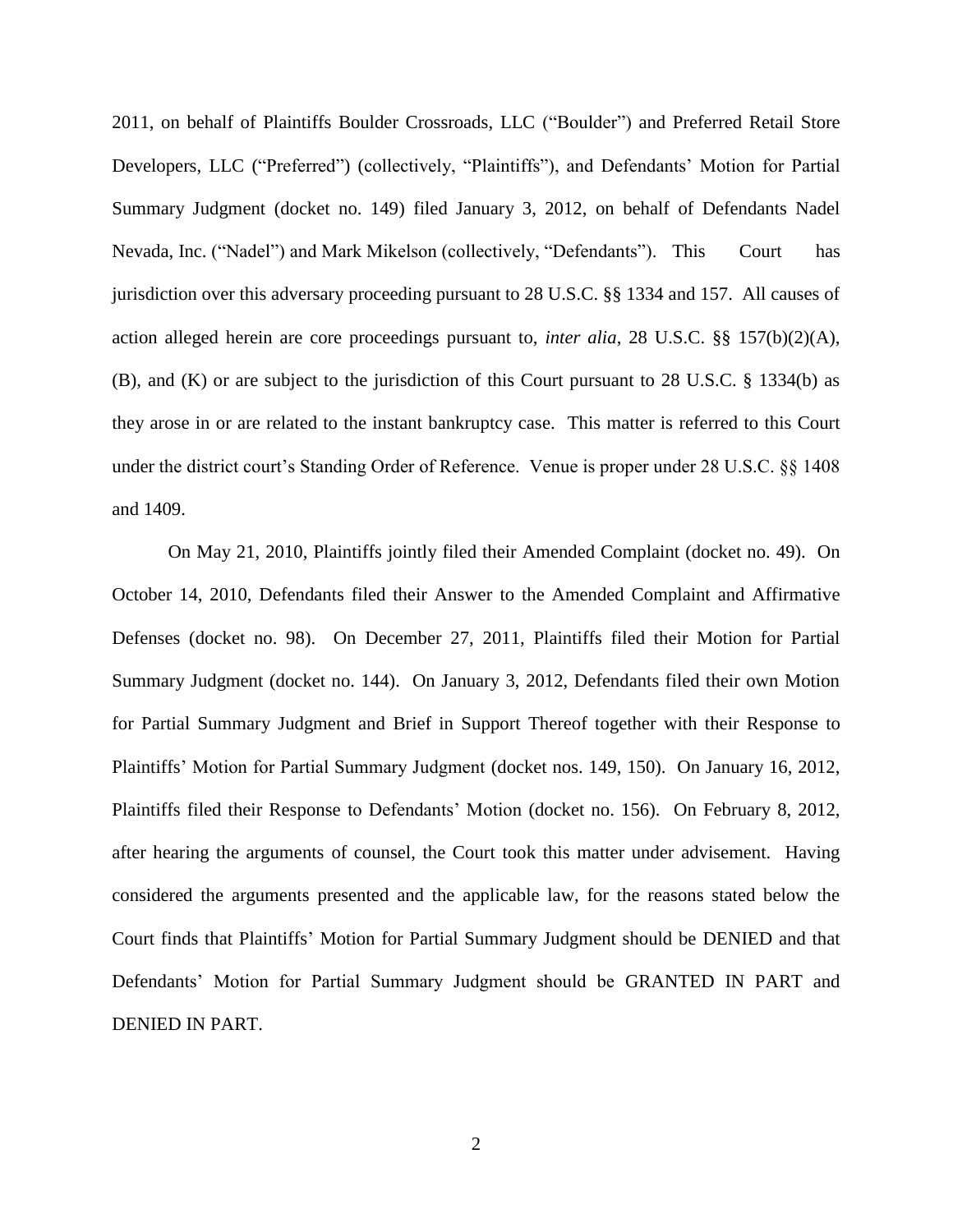2011, on behalf of Plaintiffs Boulder Crossroads, LLC ("Boulder") and Preferred Retail Store Developers, LLC ("Preferred") (collectively, "Plaintiffs"), and Defendants' Motion for Partial Summary Judgment (docket no. 149) filed January 3, 2012, on behalf of Defendants Nadel Nevada, Inc. ("Nadel") and Mark Mikelson (collectively, "Defendants"). This Court has jurisdiction over this adversary proceeding pursuant to 28 U.S.C. §§ 1334 and 157. All causes of action alleged herein are core proceedings pursuant to, *inter alia*, 28 U.S.C. §§ 157(b)(2)(A), (B), and (K) or are subject to the jurisdiction of this Court pursuant to 28 U.S.C. § 1334(b) as they arose in or are related to the instant bankruptcy case. This matter is referred to this Court under the district court's Standing Order of Reference. Venue is proper under 28 U.S.C. §§ 1408 and 1409.

On May 21, 2010, Plaintiffs jointly filed their Amended Complaint (docket no. 49). On October 14, 2010, Defendants filed their Answer to the Amended Complaint and Affirmative Defenses (docket no. 98). On December 27, 2011, Plaintiffs filed their Motion for Partial Summary Judgment (docket no. 144). On January 3, 2012, Defendants filed their own Motion for Partial Summary Judgment and Brief in Support Thereof together with their Response to Plaintiffs' Motion for Partial Summary Judgment (docket nos. 149, 150). On January 16, 2012, Plaintiffs filed their Response to Defendants' Motion (docket no. 156). On February 8, 2012, after hearing the arguments of counsel, the Court took this matter under advisement. Having considered the arguments presented and the applicable law, for the reasons stated below the Court finds that Plaintiffs' Motion for Partial Summary Judgment should be DENIED and that Defendants' Motion for Partial Summary Judgment should be GRANTED IN PART and DENIED IN PART.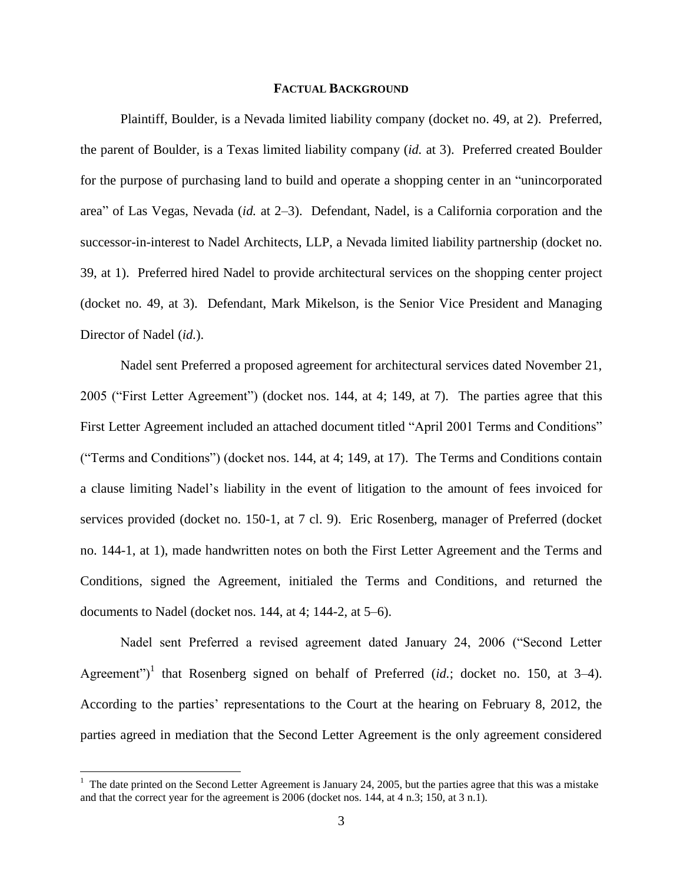## FACTUAL BACKGROUND

Plaintiff, Boulder, is a Nevada limited liability company (docket no. 49, at 2). Preferred, the parent of Boulder, is a Texas limited liability company (*id.* at 3). Preferred created Boulder for the purpose of purchasing land to build and operate a shopping center in an "unincorporated area" of Las Vegas, Nevada (*id.* at 2–3). Defendant, Nadel, is a California corporation and the successor-in-interest to Nadel Architects, LLP, a Nevada limited liability partnership (docket no. 39, at 1). Preferred hired Nadel to provide architectural services on the shopping center project (docket no. 49, at 3). Defendant, Mark Mikelson, is the Senior Vice President and Managing Director of Nadel (*id.*).

Nadel sent Preferred a proposed agreement for architectural services dated November 21, 2005 ("First Letter Agreement") (docket nos. 144, at 4; 149, at 7). The parties agree that this First Letter Agreement included an attached document titled "April 2001 Terms and Conditions" ("Terms and Conditions") (docket nos. 144, at 4; 149, at 17). The Terms and Conditions contain a clause limiting Nadel's liability in the event of litigation to the amount of fees invoiced for services provided (docket no. 150-1, at 7 cl. 9). Eric Rosenberg, manager of Preferred (docket no. 144-1, at 1), made handwritten notes on both the First Letter Agreement and the Terms and Conditions, signed the Agreement, initialed the Terms and Conditions, and returned the documents to Nadel (docket nos. 144, at 4; 144-2, at 5–6).

Nadel sent Preferred a revised agreement dated January 24, 2006 ("Second Letter Agreement")[1] that Rosenberg signed on behalf of Preferred (*id.*; docket no. 150, at 3–4). According to the parties' representations to the Court at the hearing on February 8, 2012, the parties agreed in mediation that the Second Letter Agreement is the only agreement considered

[1] The date printed on the Second Letter Agreement is January 24, 2005, but the parties agree that this was a mistake and that the correct year for the agreement is 2006 (docket nos. 144, at 4 n.3; 150, at 3 n.1).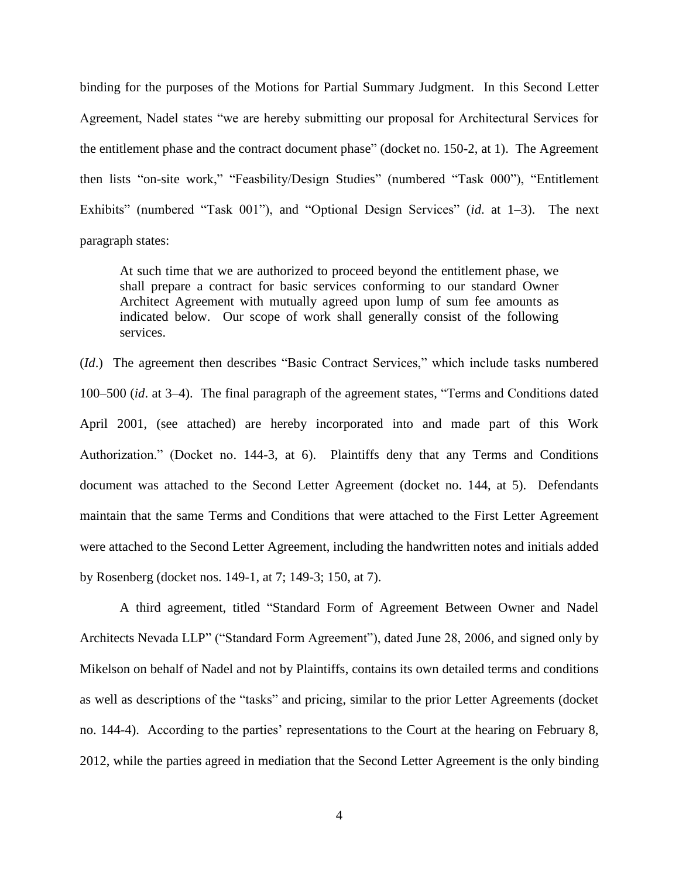binding for the purposes of the Motions for Partial Summary Judgment. In this Second Letter Agreement, Nadel states "we are hereby submitting our proposal for Architectural Services for the entitlement phase and the contract document phase" (docket no. 150-2, at 1). The Agreement then lists "on-site work," "Feasbility/Design Studies" (numbered "Task 000"), "Entitlement Exhibits" (numbered "Task 001"), and "Optional Design Services" (*id*. at 1–3). The next paragraph states:

> At such time that we are authorized to proceed beyond the entitlement phase, we shall prepare a contract for basic services conforming to our standard Owner Architect Agreement with mutually agreed upon lump of sum fee amounts as indicated below. Our scope of work shall generally consist of the following services.

(*Id*.) The agreement then describes "Basic Contract Services," which include tasks numbered 100–500 (*id*. at 3–4). The final paragraph of the agreement states, "Terms and Conditions dated April 2001, (see attached) are hereby incorporated into and made part of this Work Authorization." (Docket no. 144-3, at 6). Plaintiffs deny that any Terms and Conditions document was attached to the Second Letter Agreement (docket no. 144, at 5). Defendants maintain that the same Terms and Conditions that were attached to the First Letter Agreement were attached to the Second Letter Agreement, including the handwritten notes and initials added by Rosenberg (docket nos. 149-1, at 7; 149-3; 150, at 7).

A third agreement, titled "Standard Form of Agreement Between Owner and Nadel Architects Nevada LLP" ("Standard Form Agreement"), dated June 28, 2006, and signed only by Mikelson on behalf of Nadel and not by Plaintiffs, contains its own detailed terms and conditions as well as descriptions of the "tasks" and pricing, similar to the prior Letter Agreements (docket no. 144-4). According to the parties' representations to the Court at the hearing on February 8, 2012, while the parties agreed in mediation that the Second Letter Agreement is the only binding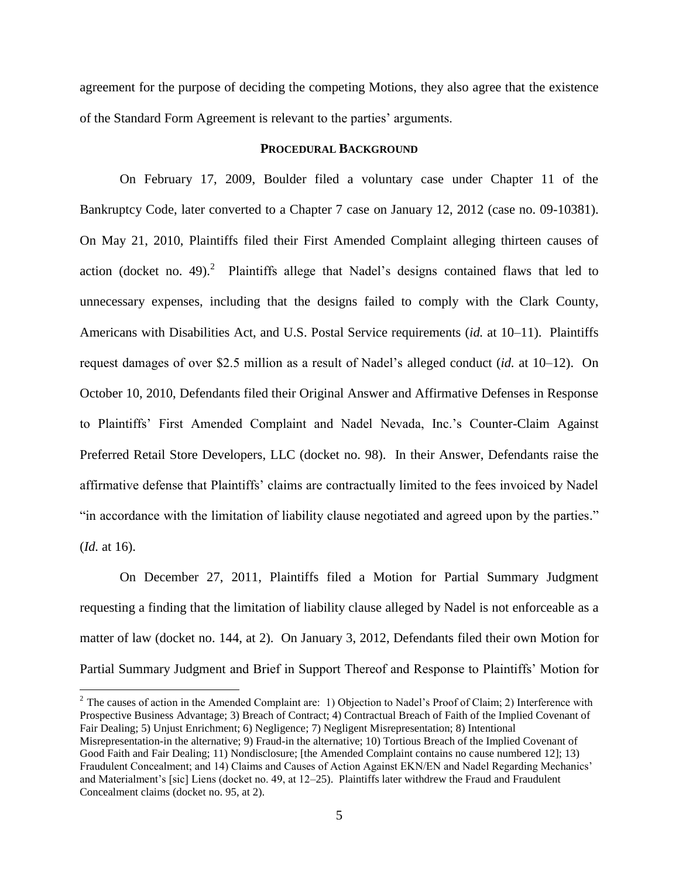agreement for the purpose of deciding the competing Motions, they also agree that the existence of the Standard Form Agreement is relevant to the parties' arguments.

## PROCEDURAL BACKGROUND

On February 17, 2009, Boulder filed a voluntary case under Chapter 11 of the Bankruptcy Code, later converted to a Chapter 7 case on January 12, 2012 (case no. 09-10381). On May 21, 2010, Plaintiffs filed their First Amended Complaint alleging thirteen causes of action (docket no. 49).[2] Plaintiffs allege that Nadel's designs contained flaws that led to unnecessary expenses, including that the designs failed to comply with the Clark County, Americans with Disabilities Act, and U.S. Postal Service requirements (*id.* at 10–11). Plaintiffs request damages of over $2.5 million as a result of Nadel's alleged conduct (*id.* at 10–12). On October 10, 2010, Defendants filed their Original Answer and Affirmative Defenses in Response to Plaintiffs' First Amended Complaint and Nadel Nevada, Inc.'s Counter-Claim Against Preferred Retail Store Developers, LLC (docket no. 98). In their Answer, Defendants raise the affirmative defense that Plaintiffs' claims are contractually limited to the fees invoiced by Nadel "in accordance with the limitation of liability clause negotiated and agreed upon by the parties." (*Id.* at 16).

On December 27, 2011, Plaintiffs filed a Motion for Partial Summary Judgment requesting a finding that the limitation of liability clause alleged by Nadel is not enforceable as a matter of law (docket no. 144, at 2). On January 3, 2012, Defendants filed their own Motion for Partial Summary Judgment and Brief in Support Thereof and Response to Plaintiffs' Motion for

[2] The causes of action in the Amended Complaint are: 1) Objection to Nadel's Proof of Claim; 2) Interference with Prospective Business Advantage; 3) Breach of Contract; 4) Contractual Breach of Faith of the Implied Covenant of Fair Dealing; 5) Unjust Enrichment; 6) Negligence; 7) Negligent Misrepresentation; 8) Intentional Misrepresentation-in the alternative; 9) Fraud-in the alternative; 10) Tortious Breach of the Implied Covenant of Good Faith and Fair Dealing; 11) Nondisclosure; [the Amended Complaint contains no cause numbered 12]; 13) Fraudulent Concealment; and 14) Claims and Causes of Action Against EKN/EN and Nadel Regarding Mechanics' and Materialment's [sic] Liens (docket no. 49, at 12–25). Plaintiffs later withdrew the Fraud and Fraudulent Concealment claims (docket no. 95, at 2).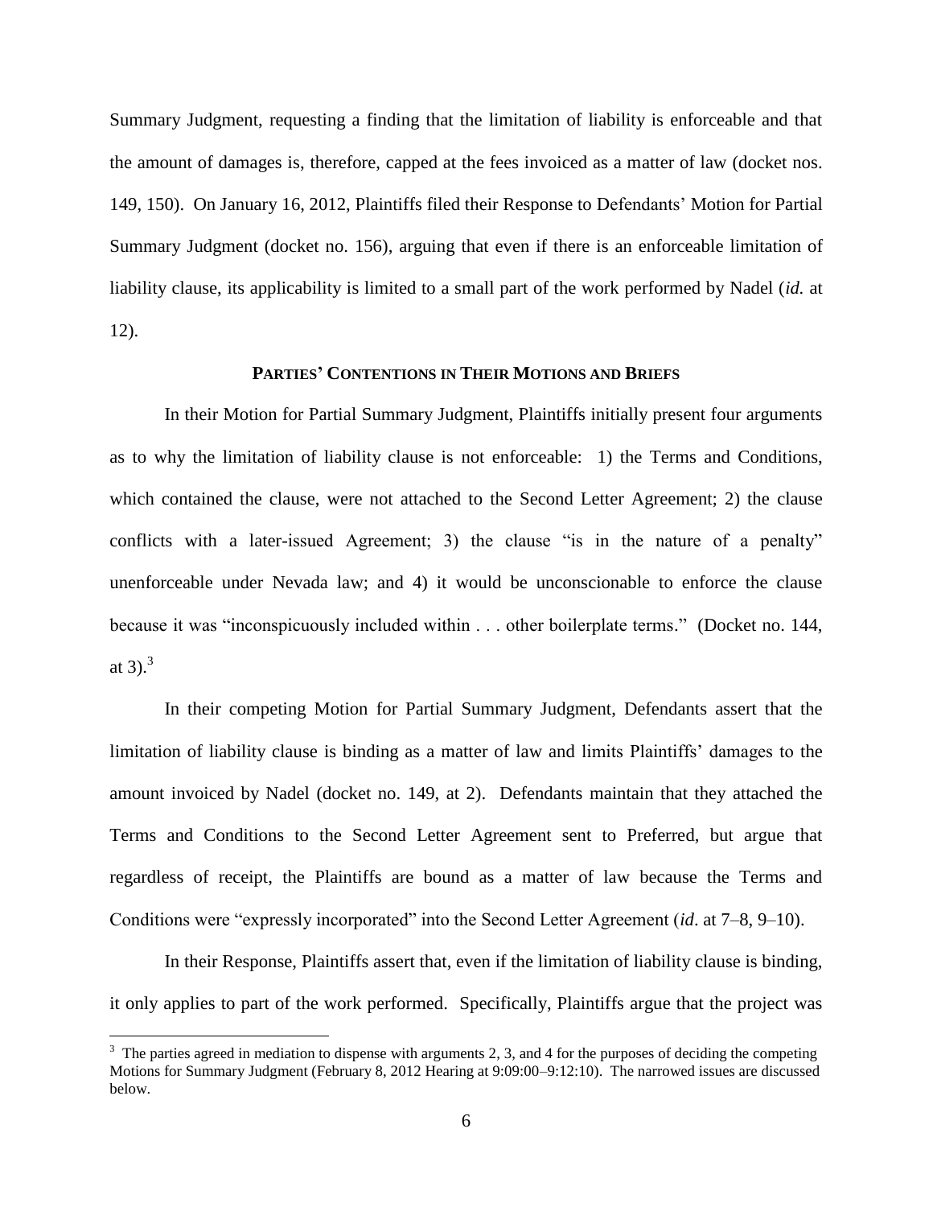Summary Judgment, requesting a finding that the limitation of liability is enforceable and that the amount of damages is, therefore, capped at the fees invoiced as a matter of law (docket nos. 149, 150). On January 16, 2012, Plaintiffs filed their Response to Defendants' Motion for Partial Summary Judgment (docket no. 156), arguing that even if there is an enforceable limitation of liability clause, its applicability is limited to a small part of the work performed by Nadel (*id.* at 12).

## PARTIES' CONTENTIONS IN THEIR MOTIONS AND BRIEFS

In their Motion for Partial Summary Judgment, Plaintiffs initially present four arguments as to why the limitation of liability clause is not enforceable: 1) the Terms and Conditions, which contained the clause, were not attached to the Second Letter Agreement; 2) the clause conflicts with a later-issued Agreement; 3) the clause "is in the nature of a penalty" unenforceable under Nevada law; and 4) it would be unconscionable to enforce the clause because it was "inconspicuously included within . . . other boilerplate terms." (Docket no. 144, at 3).[3]

In their competing Motion for Partial Summary Judgment, Defendants assert that the limitation of liability clause is binding as a matter of law and limits Plaintiffs' damages to the amount invoiced by Nadel (docket no. 149, at 2). Defendants maintain that they attached the Terms and Conditions to the Second Letter Agreement sent to Preferred, but argue that regardless of receipt, the Plaintiffs are bound as a matter of law because the Terms and Conditions were "expressly incorporated" into the Second Letter Agreement (*id*. at 7–8, 9–10).

In their Response, Plaintiffs assert that, even if the limitation of liability clause is binding, it only applies to part of the work performed. Specifically, Plaintiffs argue that the project was

---

[3] The parties agreed in mediation to dispense with arguments 2, 3, and 4 for the purposes of deciding the competing Motions for Summary Judgment (February 8, 2012 Hearing at 9:09:00–9:12:10). The narrowed issues are discussed below.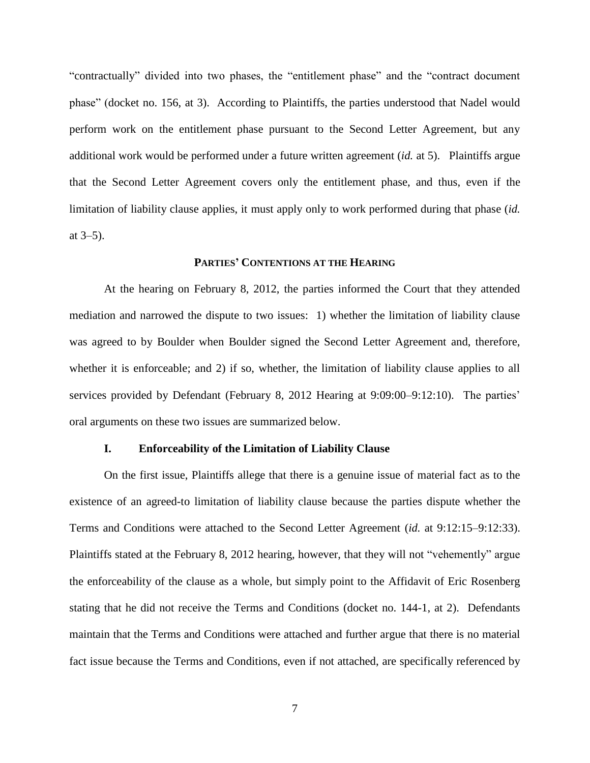"contractually" divided into two phases, the "entitlement phase" and the "contract document phase" (docket no. 156, at 3). According to Plaintiffs, the parties understood that Nadel would perform work on the entitlement phase pursuant to the Second Letter Agreement, but any additional work would be performed under a future written agreement (*id.* at 5). Plaintiffs argue that the Second Letter Agreement covers only the entitlement phase, and thus, even if the limitation of liability clause applies, it must apply only to work performed during that phase (*id.* at 3–5).

## PARTIES' CONTENTIONS AT THE HEARING

At the hearing on February 8, 2012, the parties informed the Court that they attended mediation and narrowed the dispute to two issues: 1) whether the limitation of liability clause was agreed to by Boulder when Boulder signed the Second Letter Agreement and, therefore, whether it is enforceable; and 2) if so, whether, the limitation of liability clause applies to all services provided by Defendant (February 8, 2012 Hearing at 9:09:00–9:12:10). The parties' oral arguments on these two issues are summarized below.

### I. Enforceability of the Limitation of Liability Clause

On the first issue, Plaintiffs allege that there is a genuine issue of material fact as to the existence of an agreed-to limitation of liability clause because the parties dispute whether the Terms and Conditions were attached to the Second Letter Agreement (*id.* at 9:12:15–9:12:33). Plaintiffs stated at the February 8, 2012 hearing, however, that they will not "vehemently" argue the enforceability of the clause as a whole, but simply point to the Affidavit of Eric Rosenberg stating that he did not receive the Terms and Conditions (docket no. 144-1, at 2). Defendants maintain that the Terms and Conditions were attached and further argue that there is no material fact issue because the Terms and Conditions, even if not attached, are specifically referenced by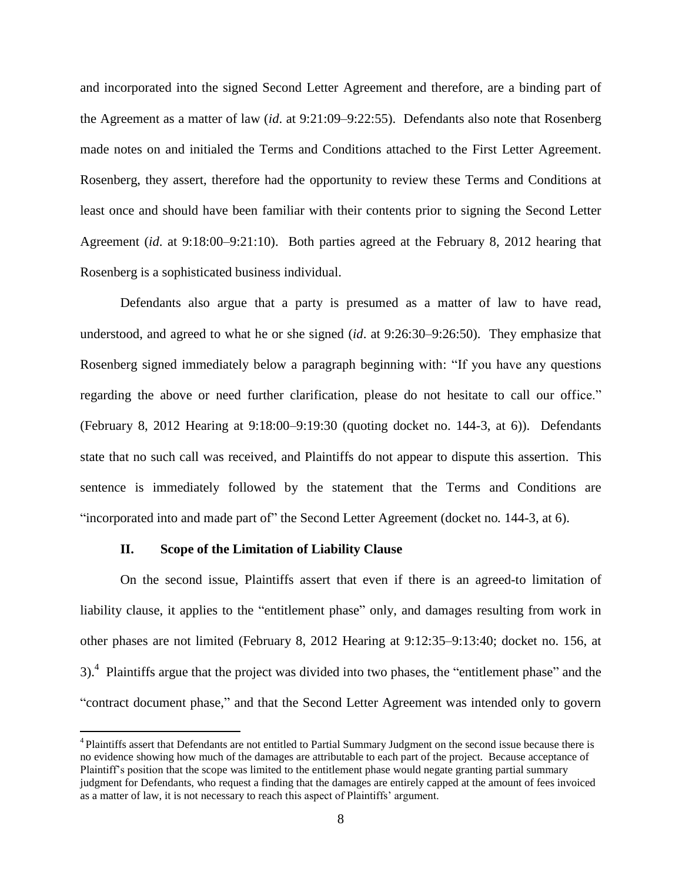and incorporated into the signed Second Letter Agreement and therefore, are a binding part of the Agreement as a matter of law (*id*. at 9:21:09–9:22:55). Defendants also note that Rosenberg made notes on and initialed the Terms and Conditions attached to the First Letter Agreement. Rosenberg, they assert, therefore had the opportunity to review these Terms and Conditions at least once and should have been familiar with their contents prior to signing the Second Letter Agreement (*id*. at 9:18:00–9:21:10). Both parties agreed at the February 8, 2012 hearing that Rosenberg is a sophisticated business individual.

Defendants also argue that a party is presumed as a matter of law to have read, understood, and agreed to what he or she signed (*id*. at 9:26:30–9:26:50). They emphasize that Rosenberg signed immediately below a paragraph beginning with: "If you have any questions regarding the above or need further clarification, please do not hesitate to call our office." (February 8, 2012 Hearing at 9:18:00–9:19:30 (quoting docket no. 144-3, at 6)). Defendants state that no such call was received, and Plaintiffs do not appear to dispute this assertion. This sentence is immediately followed by the statement that the Terms and Conditions are "incorporated into and made part of" the Second Letter Agreement (docket no. 144-3, at 6).

## II. Scope of the Limitation of Liability Clause

On the second issue, Plaintiffs assert that even if there is an agreed-to limitation of liability clause, it applies to the "entitlement phase" only, and damages resulting from work in other phases are not limited (February 8, 2012 Hearing at 9:12:35–9:13:40; docket no. 156, at 3).[4] Plaintiffs argue that the project was divided into two phases, the "entitlement phase" and the "contract document phase," and that the Second Letter Agreement was intended only to govern

[4] Plaintiffs assert that Defendants are not entitled to Partial Summary Judgment on the second issue because there is no evidence showing how much of the damages are attributable to each part of the project. Because acceptance of Plaintiff's position that the scope was limited to the entitlement phase would negate granting partial summary judgment for Defendants, who request a finding that the damages are entirely capped at the amount of fees invoiced as a matter of law, it is not necessary to reach this aspect of Plaintiffs' argument.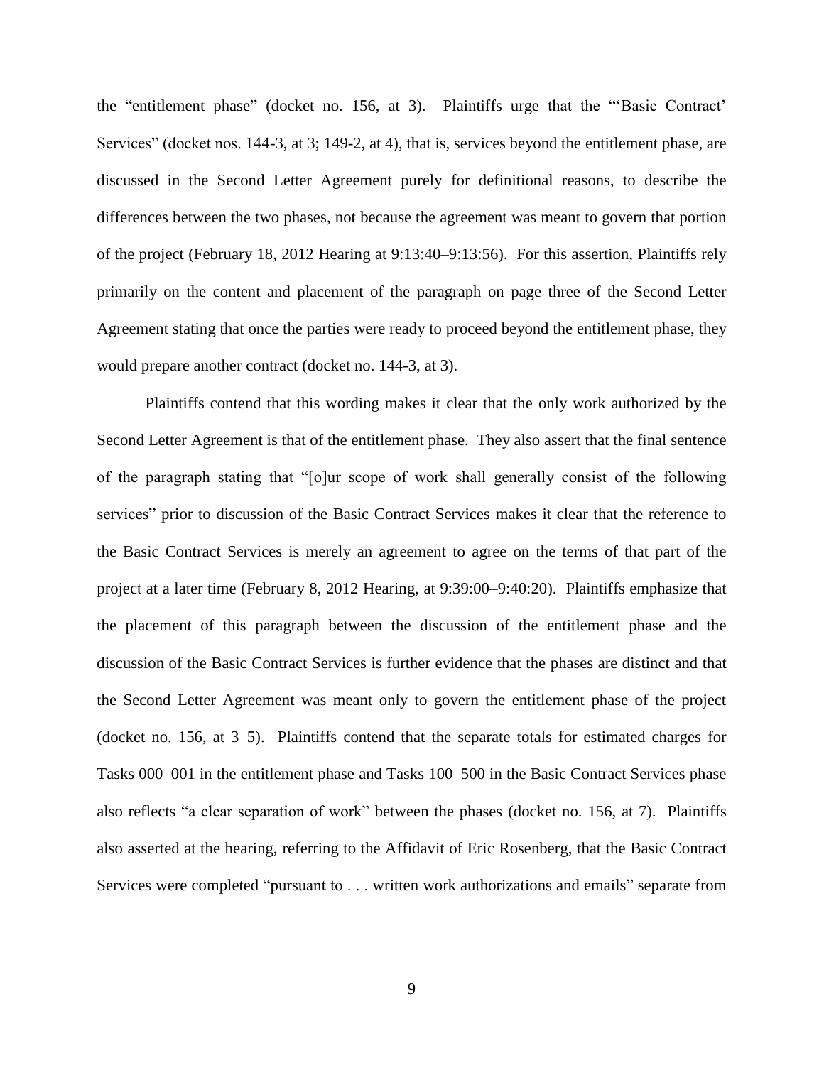the "entitlement phase" (docket no. 156, at 3). Plaintiffs urge that the "'Basic Contract' Services" (docket nos. 144-3, at 3; 149-2, at 4), that is, services beyond the entitlement phase, are discussed in the Second Letter Agreement purely for definitional reasons, to describe the differences between the two phases, not because the agreement was meant to govern that portion of the project (February 18, 2012 Hearing at 9:13:40–9:13:56). For this assertion, Plaintiffs rely primarily on the content and placement of the paragraph on page three of the Second Letter Agreement stating that once the parties were ready to proceed beyond the entitlement phase, they would prepare another contract (docket no. 144-3, at 3).

Plaintiffs contend that this wording makes it clear that the only work authorized by the Second Letter Agreement is that of the entitlement phase. They also assert that the final sentence of the paragraph stating that "[o]ur scope of work shall generally consist of the following services" prior to discussion of the Basic Contract Services makes it clear that the reference to the Basic Contract Services is merely an agreement to agree on the terms of that part of the project at a later time (February 8, 2012 Hearing, at 9:39:00–9:40:20). Plaintiffs emphasize that the placement of this paragraph between the discussion of the entitlement phase and the discussion of the Basic Contract Services is further evidence that the phases are distinct and that the Second Letter Agreement was meant only to govern the entitlement phase of the project (docket no. 156, at 3–5). Plaintiffs contend that the separate totals for estimated charges for Tasks 000–001 in the entitlement phase and Tasks 100–500 in the Basic Contract Services phase also reflects "a clear separation of work" between the phases (docket no. 156, at 7). Plaintiffs also asserted at the hearing, referring to the Affidavit of Eric Rosenberg, that the Basic Contract Services were completed "pursuant to . . . written work authorizations and emails" separate from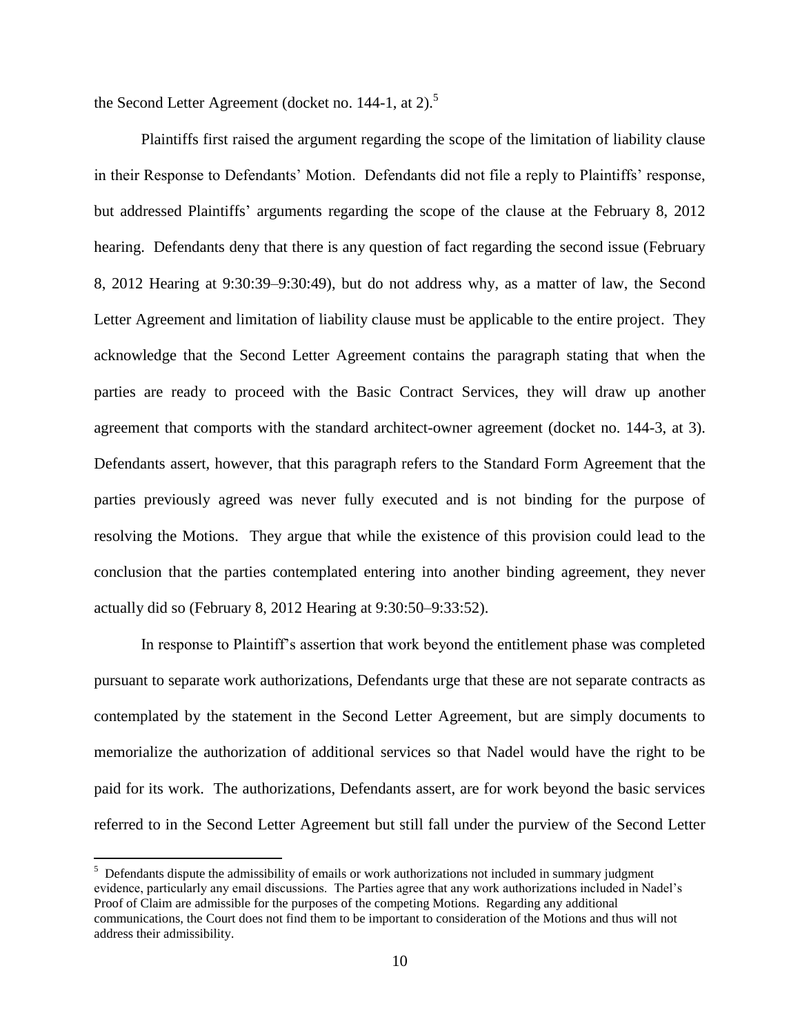the Second Letter Agreement (docket no. 144-1, at 2).[5]

Plaintiffs first raised the argument regarding the scope of the limitation of liability clause in their Response to Defendants' Motion. Defendants did not file a reply to Plaintiffs' response, but addressed Plaintiffs' arguments regarding the scope of the clause at the February 8, 2012 hearing. Defendants deny that there is any question of fact regarding the second issue (February 8, 2012 Hearing at 9:30:39–9:30:49), but do not address why, as a matter of law, the Second Letter Agreement and limitation of liability clause must be applicable to the entire project. They acknowledge that the Second Letter Agreement contains the paragraph stating that when the parties are ready to proceed with the Basic Contract Services, they will draw up another agreement that comports with the standard architect-owner agreement (docket no. 144-3, at 3). Defendants assert, however, that this paragraph refers to the Standard Form Agreement that the parties previously agreed was never fully executed and is not binding for the purpose of resolving the Motions. They argue that while the existence of this provision could lead to the conclusion that the parties contemplated entering into another binding agreement, they never actually did so (February 8, 2012 Hearing at 9:30:50–9:33:52).

In response to Plaintiff's assertion that work beyond the entitlement phase was completed pursuant to separate work authorizations, Defendants urge that these are not separate contracts as contemplated by the statement in the Second Letter Agreement, but are simply documents to memorialize the authorization of additional services so that Nadel would have the right to be paid for its work. The authorizations, Defendants assert, are for work beyond the basic services referred to in the Second Letter Agreement but still fall under the purview of the Second Letter

[5] Defendants dispute the admissibility of emails or work authorizations not included in summary judgment evidence, particularly any email discussions. The Parties agree that any work authorizations included in Nadel's Proof of Claim are admissible for the purposes of the competing Motions. Regarding any additional communications, the Court does not find them to be important to consideration of the Motions and thus will not address their admissibility.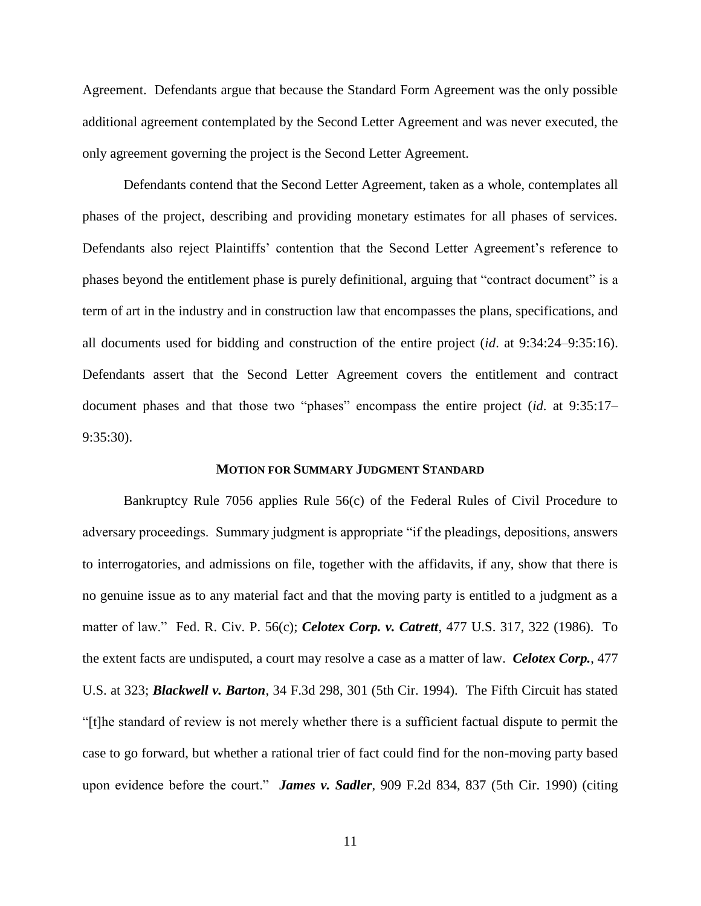Agreement. Defendants argue that because the Standard Form Agreement was the only possible additional agreement contemplated by the Second Letter Agreement and was never executed, the only agreement governing the project is the Second Letter Agreement.

Defendants contend that the Second Letter Agreement, taken as a whole, contemplates all phases of the project, describing and providing monetary estimates for all phases of services. Defendants also reject Plaintiffs' contention that the Second Letter Agreement's reference to phases beyond the entitlement phase is purely definitional, arguing that "contract document" is a term of art in the industry and in construction law that encompasses the plans, specifications, and all documents used for bidding and construction of the entire project (*id*. at 9:34:24–9:35:16). Defendants assert that the Second Letter Agreement covers the entitlement and contract document phases and that those two "phases" encompass the entire project (*id*. at 9:35:17–9:35:30).

**MOTION FOR SUMMARY JUDGMENT STANDARD**

Bankruptcy Rule 7056 applies Rule 56(c) of the Federal Rules of Civil Procedure to adversary proceedings. Summary judgment is appropriate "if the pleadings, depositions, answers to interrogatories, and admissions on file, together with the affidavits, if any, show that there is no genuine issue as to any material fact and that the moving party is entitled to a judgment as a matter of law." Fed. R. Civ. P. 56(c); ***Celotex Corp. v. Catrett***, 477 U.S. 317, 322 (1986). To the extent facts are undisputed, a court may resolve a case as a matter of law. ***Celotex Corp.***, 477 U.S. at 323; ***Blackwell v. Barton***, 34 F.3d 298, 301 (5th Cir. 1994). The Fifth Circuit has stated "[t]he standard of review is not merely whether there is a sufficient factual dispute to permit the case to go forward, but whether a rational trier of fact could find for the non-moving party based upon evidence before the court." ***James v. Sadler***, 909 F.2d 834, 837 (5th Cir. 1990) (citing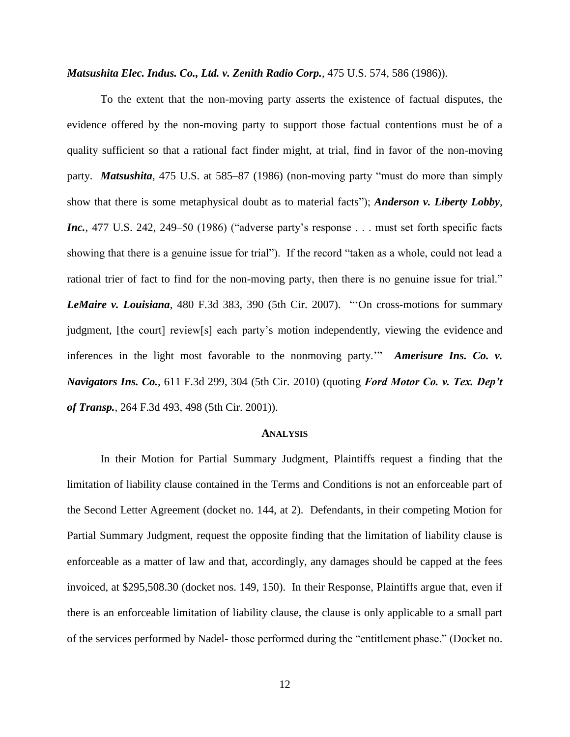***Matsushita Elec. Indus. Co., Ltd. v. Zenith Radio Corp.***, 475 U.S. 574, 586 (1986)).

To the extent that the non-moving party asserts the existence of factual disputes, the evidence offered by the non-moving party to support those factual contentions must be of a quality sufficient so that a rational fact finder might, at trial, find in favor of the non-moving party. ***Matsushita***, 475 U.S. at 585–87 (1986) (non-moving party "must do more than simply show that there is some metaphysical doubt as to material facts"); ***Anderson v. Liberty Lobby, Inc.***, 477 U.S. 242, 249–50 (1986) ("adverse party's response . . . must set forth specific facts showing that there is a genuine issue for trial"). If the record "taken as a whole, could not lead a rational trier of fact to find for the non-moving party, then there is no genuine issue for trial." ***LeMaire v. Louisiana***, 480 F.3d 383, 390 (5th Cir. 2007). "'On cross-motions for summary judgment, [the court] review[s] each party's motion independently, viewing the evidence and inferences in the light most favorable to the nonmoving party.'" ***Amerisure Ins. Co. v. Navigators Ins. Co.***, 611 F.3d 299, 304 (5th Cir. 2010) (quoting ***Ford Motor Co. v. Tex. Dep't of Transp.***, 264 F.3d 493, 498 (5th Cir. 2001)).

## ANALYSIS

In their Motion for Partial Summary Judgment, Plaintiffs request a finding that the limitation of liability clause contained in the Terms and Conditions is not an enforceable part of the Second Letter Agreement (docket no. 144, at 2). Defendants, in their competing Motion for Partial Summary Judgment, request the opposite finding that the limitation of liability clause is enforceable as a matter of law and that, accordingly, any damages should be capped at the fees invoiced, at $295,508.30 (docket nos. 149, 150). In their Response, Plaintiffs argue that, even if there is an enforceable limitation of liability clause, the clause is only applicable to a small part of the services performed by Nadel- those performed during the "entitlement phase." (Docket no.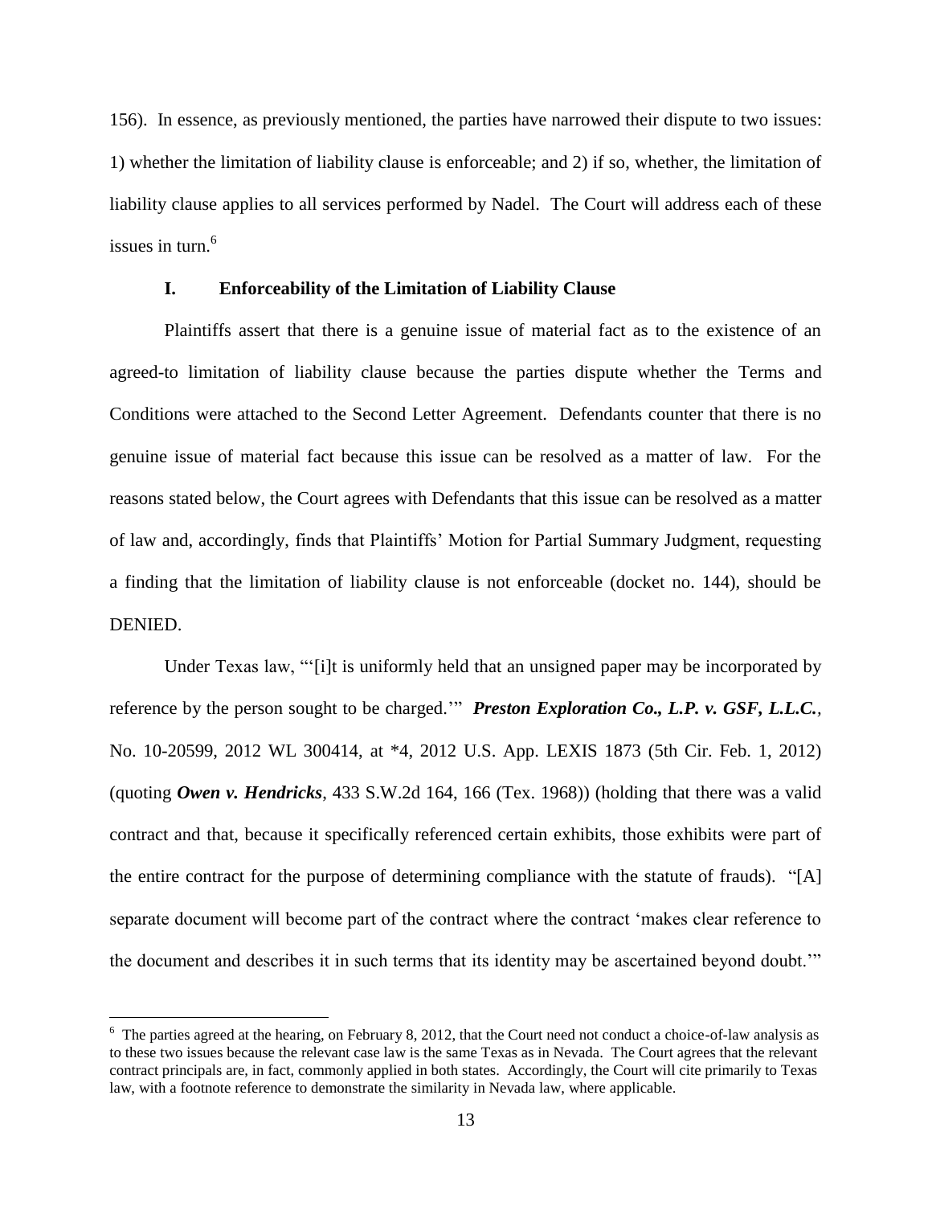156). In essence, as previously mentioned, the parties have narrowed their dispute to two issues: 1) whether the limitation of liability clause is enforceable; and 2) if so, whether, the limitation of liability clause applies to all services performed by Nadel. The Court will address each of these issues in turn.[6]

## I. Enforceability of the Limitation of Liability Clause

Plaintiffs assert that there is a genuine issue of material fact as to the existence of an agreed-to limitation of liability clause because the parties dispute whether the Terms and Conditions were attached to the Second Letter Agreement. Defendants counter that there is no genuine issue of material fact because this issue can be resolved as a matter of law. For the reasons stated below, the Court agrees with Defendants that this issue can be resolved as a matter of law and, accordingly, finds that Plaintiffs' Motion for Partial Summary Judgment, requesting a finding that the limitation of liability clause is not enforceable (docket no. 144), should be DENIED.

Under Texas law, "'[i]t is uniformly held that an unsigned paper may be incorporated by reference by the person sought to be charged.'" ***Preston Exploration Co., L.P. v. GSF, L.L.C.***, No. 10-20599, 2012 WL 300414, at *4, 2012 U.S. App. LEXIS 1873 (5th Cir. Feb. 1, 2012) (quoting ***Owen v. Hendricks***, 433 S.W.2d 164, 166 (Tex. 1968)) (holding that there was a valid contract and that, because it specifically referenced certain exhibits, those exhibits were part of the entire contract for the purpose of determining compliance with the statute of frauds). "[A] separate document will become part of the contract where the contract 'makes clear reference to the document and describes it in such terms that its identity may be ascertained beyond doubt.'"

---

[6] The parties agreed at the hearing, on February 8, 2012, that the Court need not conduct a choice-of-law analysis as to these two issues because the relevant case law is the same Texas as in Nevada. The Court agrees that the relevant contract principals are, in fact, commonly applied in both states. Accordingly, the Court will cite primarily to Texas law, with a footnote reference to demonstrate the similarity in Nevada law, where applicable.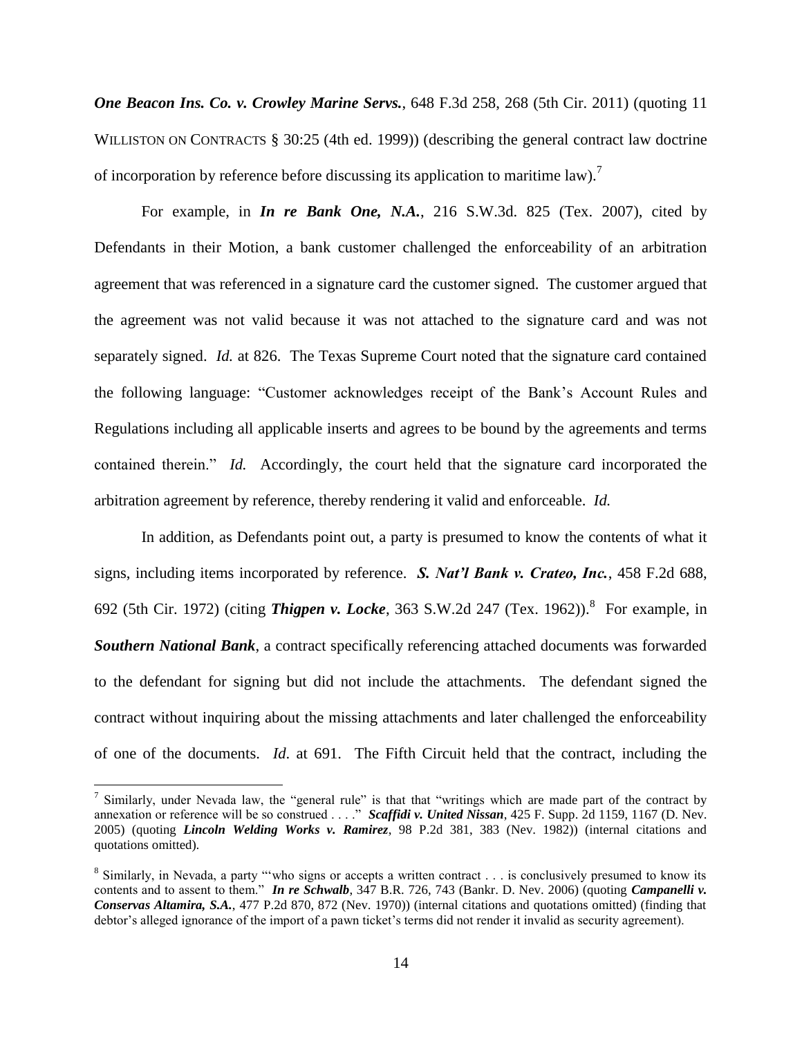***One Beacon Ins. Co. v. Crowley Marine Servs.***, 648 F.3d 258, 268 (5th Cir. 2011) (quoting 11 WILLISTON ON CONTRACTS § 30:25 (4th ed. 1999)) (describing the general contract law doctrine of incorporation by reference before discussing its application to maritime law).[7]

For example, in ***In re Bank One, N.A.***, 216 S.W.3d. 825 (Tex. 2007), cited by Defendants in their Motion, a bank customer challenged the enforceability of an arbitration agreement that was referenced in a signature card the customer signed. The customer argued that the agreement was not valid because it was not attached to the signature card and was not separately signed. *Id.* at 826. The Texas Supreme Court noted that the signature card contained the following language: "Customer acknowledges receipt of the Bank's Account Rules and Regulations including all applicable inserts and agrees to be bound by the agreements and terms contained therein." *Id.* Accordingly, the court held that the signature card incorporated the arbitration agreement by reference, thereby rendering it valid and enforceable. *Id.*

In addition, as Defendants point out, a party is presumed to know the contents of what it signs, including items incorporated by reference. ***S. Nat'l Bank v. Crateo, Inc.***, 458 F.2d 688, 692 (5th Cir. 1972) (citing ***Thigpen v. Locke***, 363 S.W.2d 247 (Tex. 1962)).[8] For example, in ***Southern National Bank***, a contract specifically referencing attached documents was forwarded to the defendant for signing but did not include the attachments. The defendant signed the contract without inquiring about the missing attachments and later challenged the enforceability of one of the documents. *Id*. at 691. The Fifth Circuit held that the contract, including the

---

[7] Similarly, under Nevada law, the "general rule" is that that "writings which are made part of the contract by annexation or reference will be so construed . . . ." ***Scaffidi v. United Nissan***, 425 F. Supp. 2d 1159, 1167 (D. Nev. 2005) (quoting ***Lincoln Welding Works v. Ramirez***, 98 P.2d 381, 383 (Nev. 1982)) (internal citations and quotations omitted).

[8] Similarly, in Nevada, a party "'who signs or accepts a written contract . . . is conclusively presumed to know its contents and to assent to them." ***In re Schwalb***, 347 B.R. 726, 743 (Bankr. D. Nev. 2006) (quoting ***Campanelli v. Conservas Altamira, S.A.***, 477 P.2d 870, 872 (Nev. 1970)) (internal citations and quotations omitted) (finding that debtor's alleged ignorance of the import of a pawn ticket's terms did not render it invalid as security agreement).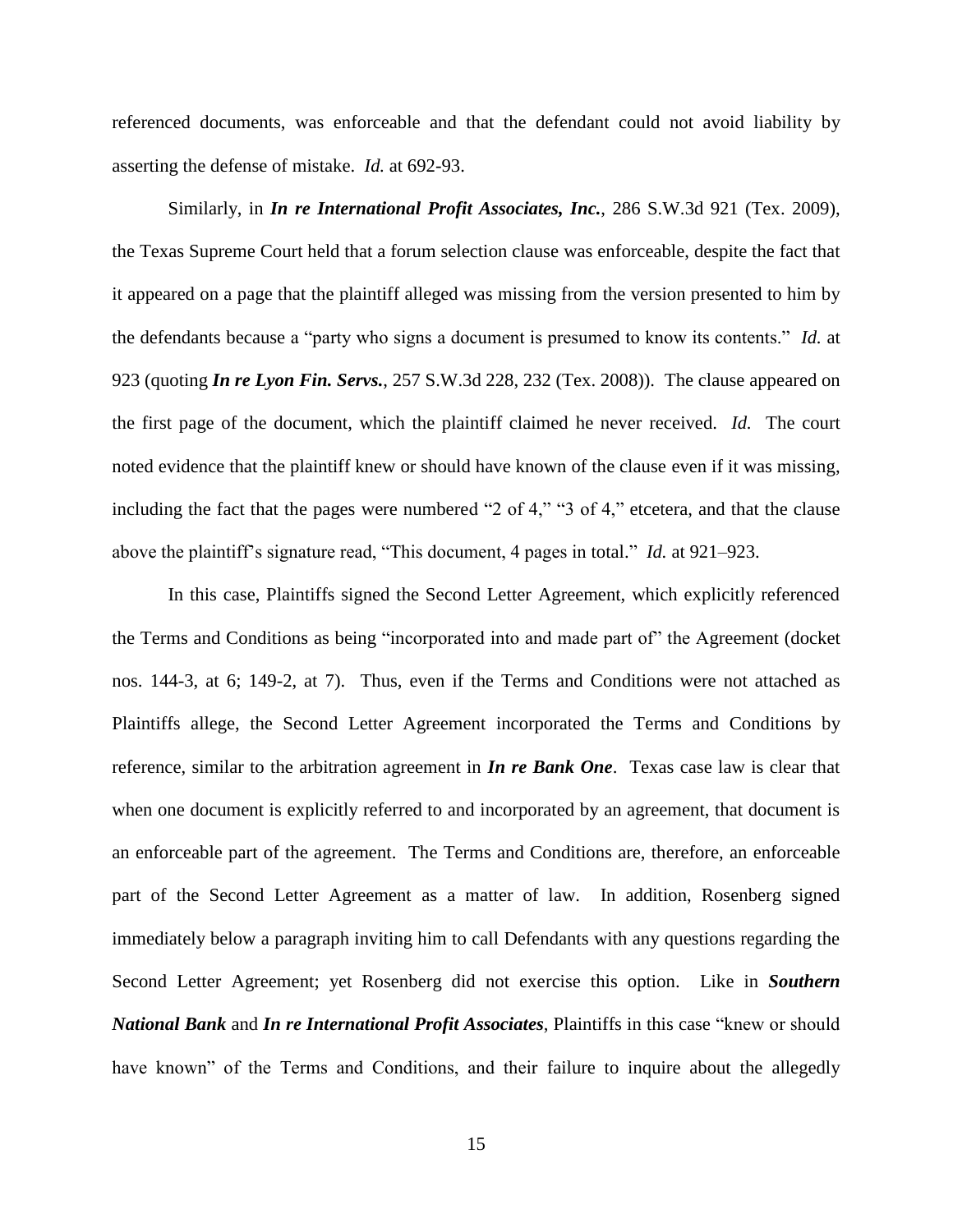referenced documents, was enforceable and that the defendant could not avoid liability by asserting the defense of mistake. *Id.* at 692-93.

Similarly, in ***In re International Profit Associates, Inc.***, 286 S.W.3d 921 (Tex. 2009), the Texas Supreme Court held that a forum selection clause was enforceable, despite the fact that it appeared on a page that the plaintiff alleged was missing from the version presented to him by the defendants because a "party who signs a document is presumed to know its contents." *Id.* at 923 (quoting ***In re Lyon Fin. Servs.***, 257 S.W.3d 228, 232 (Tex. 2008)). The clause appeared on the first page of the document, which the plaintiff claimed he never received. *Id.* The court noted evidence that the plaintiff knew or should have known of the clause even if it was missing, including the fact that the pages were numbered "2 of 4," "3 of 4," etcetera, and that the clause above the plaintiff's signature read, "This document, 4 pages in total." *Id.* at 921–923.

In this case, Plaintiffs signed the Second Letter Agreement, which explicitly referenced the Terms and Conditions as being "incorporated into and made part of" the Agreement (docket nos. 144-3, at 6; 149-2, at 7). Thus, even if the Terms and Conditions were not attached as Plaintiffs allege, the Second Letter Agreement incorporated the Terms and Conditions by reference, similar to the arbitration agreement in ***In re Bank One***. Texas case law is clear that when one document is explicitly referred to and incorporated by an agreement, that document is an enforceable part of the agreement. The Terms and Conditions are, therefore, an enforceable part of the Second Letter Agreement as a matter of law. In addition, Rosenberg signed immediately below a paragraph inviting him to call Defendants with any questions regarding the Second Letter Agreement; yet Rosenberg did not exercise this option. Like in ***Southern National Bank*** and ***In re International Profit Associates***, Plaintiffs in this case "knew or should have known" of the Terms and Conditions, and their failure to inquire about the allegedly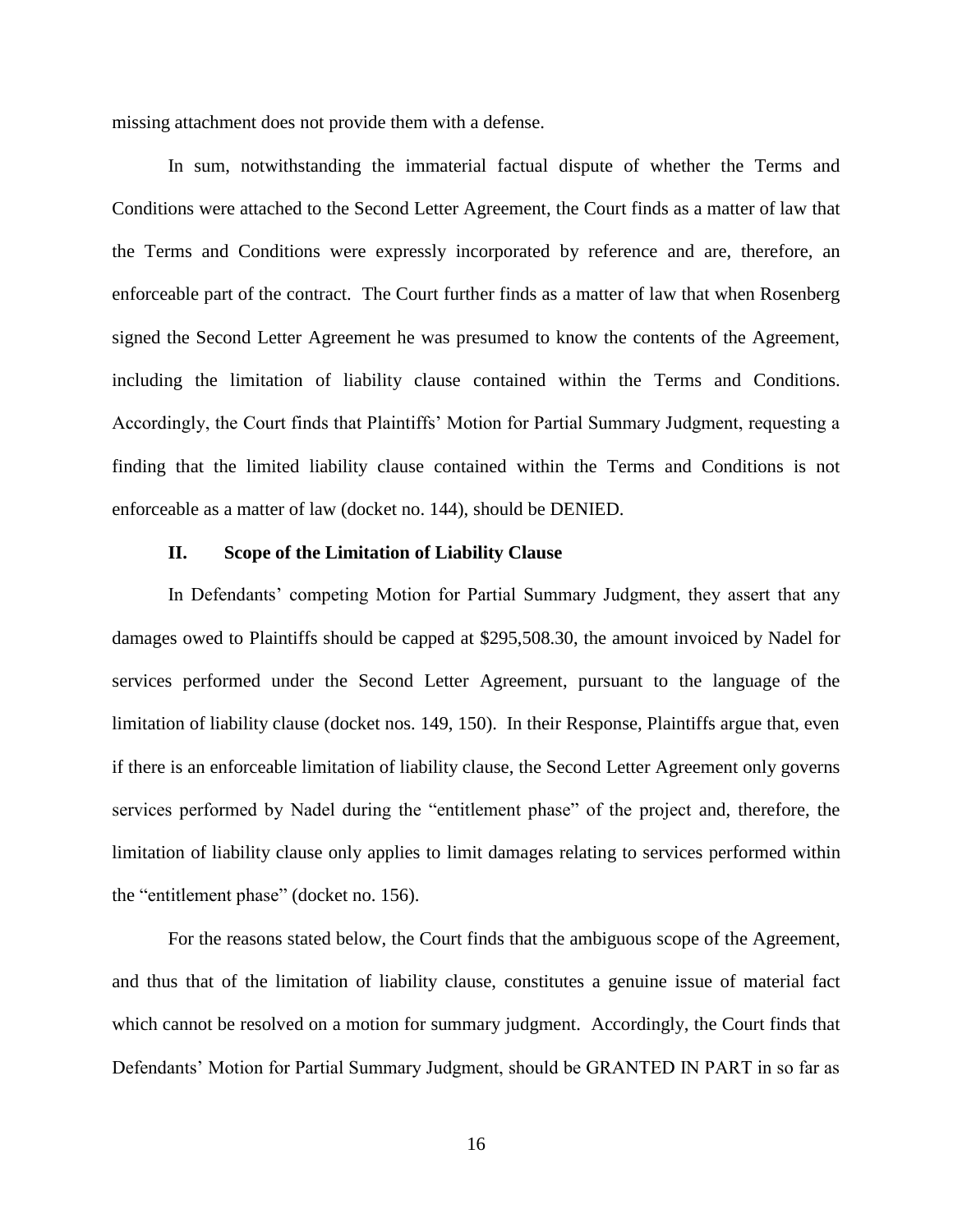missing attachment does not provide them with a defense.

In sum, notwithstanding the immaterial factual dispute of whether the Terms and Conditions were attached to the Second Letter Agreement, the Court finds as a matter of law that the Terms and Conditions were expressly incorporated by reference and are, therefore, an enforceable part of the contract. The Court further finds as a matter of law that when Rosenberg signed the Second Letter Agreement he was presumed to know the contents of the Agreement, including the limitation of liability clause contained within the Terms and Conditions. Accordingly, the Court finds that Plaintiffs' Motion for Partial Summary Judgment, requesting a finding that the limited liability clause contained within the Terms and Conditions is not enforceable as a matter of law (docket no. 144), should be DENIED.

## II. Scope of the Limitation of Liability Clause

In Defendants' competing Motion for Partial Summary Judgment, they assert that any damages owed to Plaintiffs should be capped at $295,508.30, the amount invoiced by Nadel for services performed under the Second Letter Agreement, pursuant to the language of the limitation of liability clause (docket nos. 149, 150). In their Response, Plaintiffs argue that, even if there is an enforceable limitation of liability clause, the Second Letter Agreement only governs services performed by Nadel during the "entitlement phase" of the project and, therefore, the limitation of liability clause only applies to limit damages relating to services performed within the "entitlement phase" (docket no. 156).

For the reasons stated below, the Court finds that the ambiguous scope of the Agreement, and thus that of the limitation of liability clause, constitutes a genuine issue of material fact which cannot be resolved on a motion for summary judgment. Accordingly, the Court finds that Defendants' Motion for Partial Summary Judgment, should be GRANTED IN PART in so far as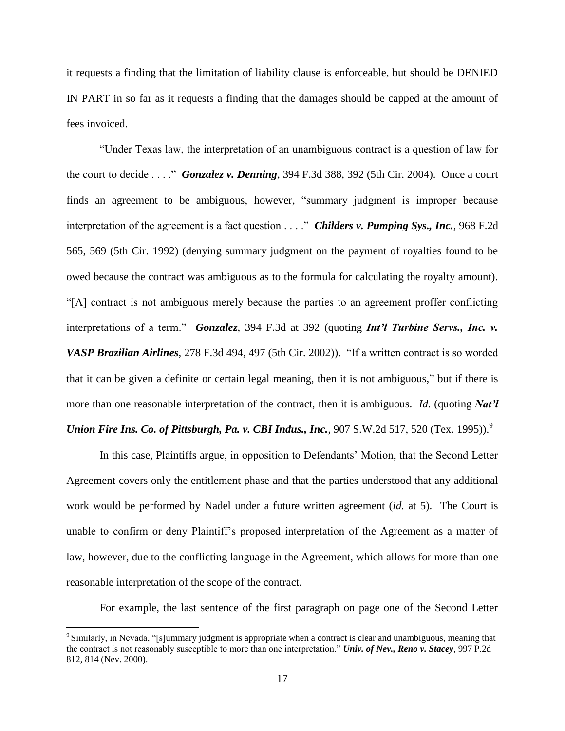it requests a finding that the limitation of liability clause is enforceable, but should be DENIED IN PART in so far as it requests a finding that the damages should be capped at the amount of fees invoiced.

"Under Texas law, the interpretation of an unambiguous contract is a question of law for the court to decide . . . ." ***Gonzalez v. Denning***, 394 F.3d 388, 392 (5th Cir. 2004). Once a court finds an agreement to be ambiguous, however, "summary judgment is improper because interpretation of the agreement is a fact question . . . ." ***Childers v. Pumping Sys., Inc.***, 968 F.2d 565, 569 (5th Cir. 1992) (denying summary judgment on the payment of royalties found to be owed because the contract was ambiguous as to the formula for calculating the royalty amount). "[A] contract is not ambiguous merely because the parties to an agreement proffer conflicting interpretations of a term." ***Gonzalez***, 394 F.3d at 392 (quoting ***Int'l Turbine Servs., Inc. v. VASP Brazilian Airlines***, 278 F.3d 494, 497 (5th Cir. 2002)). "If a written contract is so worded that it can be given a definite or certain legal meaning, then it is not ambiguous," but if there is more than one reasonable interpretation of the contract, then it is ambiguous. *Id.* (quoting ***Nat'l Union Fire Ins. Co. of Pittsburgh, Pa. v. CBI Indus., Inc.***, 907 S.W.2d 517, 520 (Tex. 1995)).[9]

In this case, Plaintiffs argue, in opposition to Defendants' Motion, that the Second Letter Agreement covers only the entitlement phase and that the parties understood that any additional work would be performed by Nadel under a future written agreement (*id.* at 5). The Court is unable to confirm or deny Plaintiff's proposed interpretation of the Agreement as a matter of law, however, due to the conflicting language in the Agreement, which allows for more than one reasonable interpretation of the scope of the contract.

For example, the last sentence of the first paragraph on page one of the Second Letter

---

[9] Similarly, in Nevada, "[s]ummary judgment is appropriate when a contract is clear and unambiguous, meaning that the contract is not reasonably susceptible to more than one interpretation." ***Univ. of Nev., Reno v. Stacey***, 997 P.2d 812, 814 (Nev. 2000).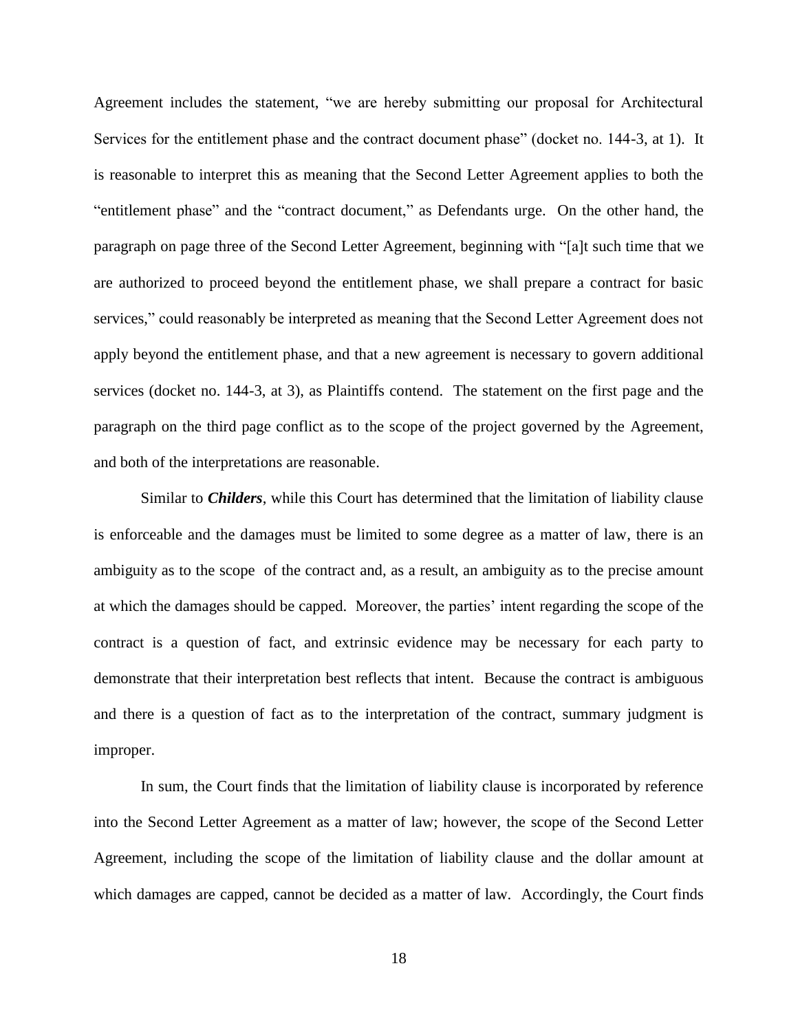Agreement includes the statement, "we are hereby submitting our proposal for Architectural Services for the entitlement phase and the contract document phase" (docket no. 144-3, at 1). It is reasonable to interpret this as meaning that the Second Letter Agreement applies to both the "entitlement phase" and the "contract document," as Defendants urge. On the other hand, the paragraph on page three of the Second Letter Agreement, beginning with "[a]t such time that we are authorized to proceed beyond the entitlement phase, we shall prepare a contract for basic services," could reasonably be interpreted as meaning that the Second Letter Agreement does not apply beyond the entitlement phase, and that a new agreement is necessary to govern additional services (docket no. 144-3, at 3), as Plaintiffs contend. The statement on the first page and the paragraph on the third page conflict as to the scope of the project governed by the Agreement, and both of the interpretations are reasonable.

Similar to ***Childers***, while this Court has determined that the limitation of liability clause is enforceable and the damages must be limited to some degree as a matter of law, there is an ambiguity as to the scope of the contract and, as a result, an ambiguity as to the precise amount at which the damages should be capped. Moreover, the parties' intent regarding the scope of the contract is a question of fact, and extrinsic evidence may be necessary for each party to demonstrate that their interpretation best reflects that intent. Because the contract is ambiguous and there is a question of fact as to the interpretation of the contract, summary judgment is improper.

In sum, the Court finds that the limitation of liability clause is incorporated by reference into the Second Letter Agreement as a matter of law; however, the scope of the Second Letter Agreement, including the scope of the limitation of liability clause and the dollar amount at which damages are capped, cannot be decided as a matter of law. Accordingly, the Court finds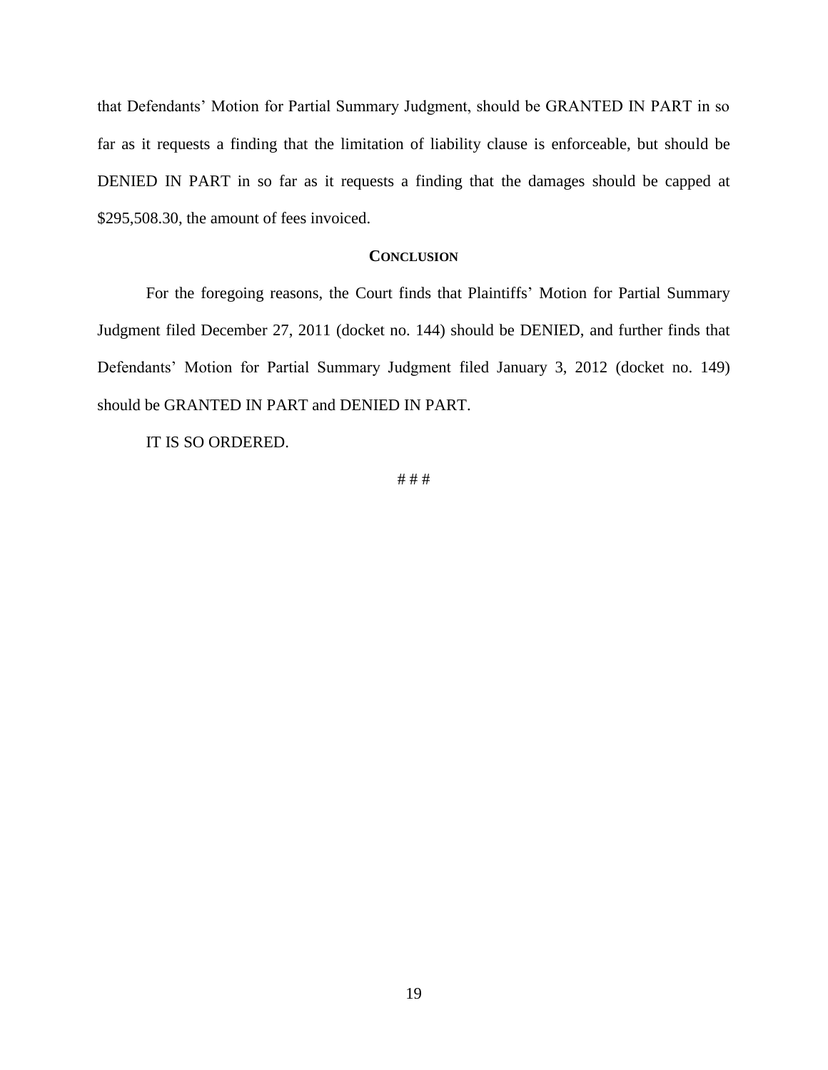that Defendants' Motion for Partial Summary Judgment, should be GRANTED IN PART in so far as it requests a finding that the limitation of liability clause is enforceable, but should be DENIED IN PART in so far as it requests a finding that the damages should be capped at $295,508.30, the amount of fees invoiced.

## CONCLUSION

For the foregoing reasons, the Court finds that Plaintiffs' Motion for Partial Summary Judgment filed December 27, 2011 (docket no. 144) should be DENIED, and further finds that Defendants' Motion for Partial Summary Judgment filed January 3, 2012 (docket no. 149) should be GRANTED IN PART and DENIED IN PART.

IT IS SO ORDERED.

# # #